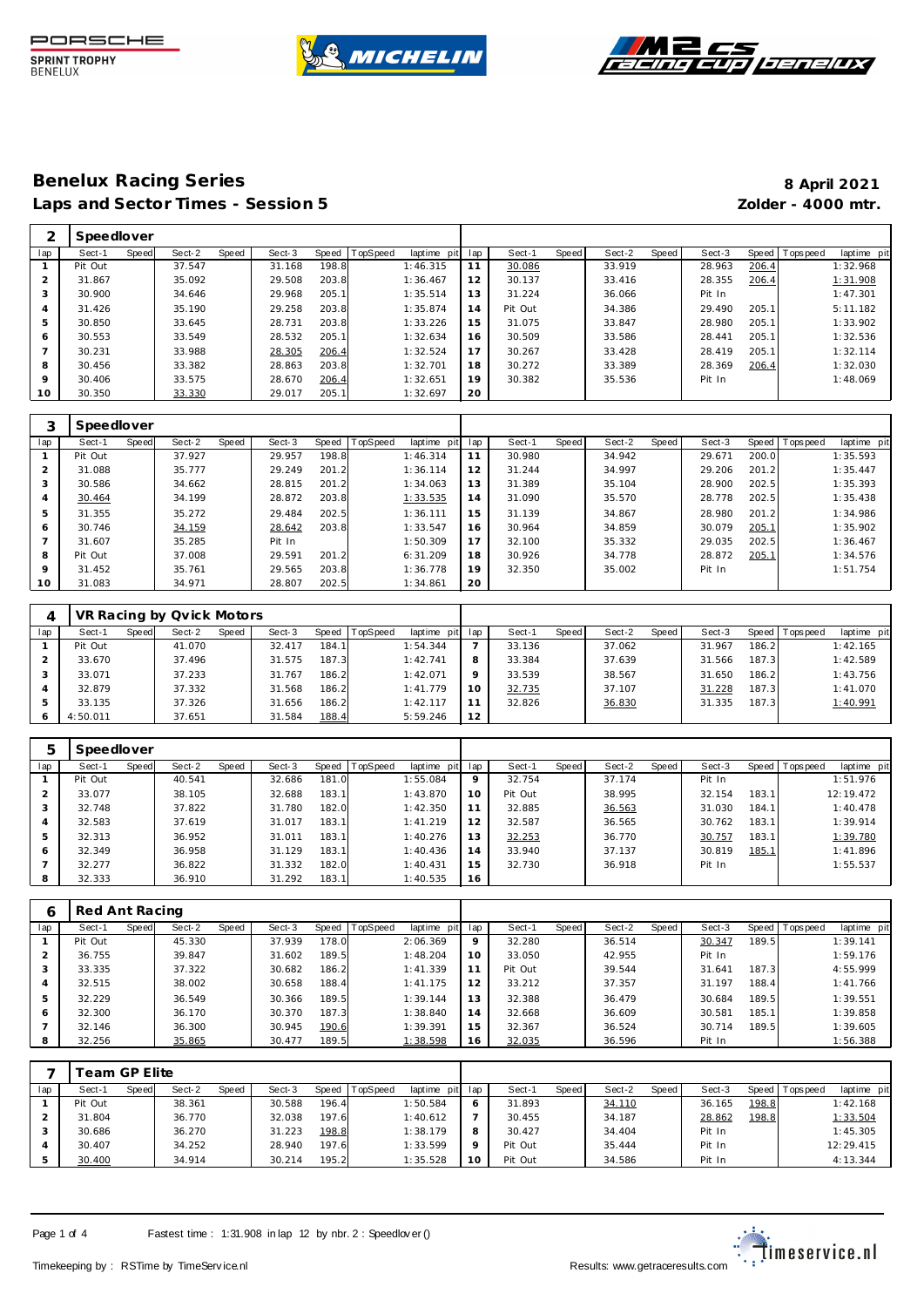# Benelux Racing Series

**8 April 2021**

## Laps and Sector Times - Session 5

**Zolder - 4000 mtr.**

| 2 | Speedlover | | | | | | | | | | | | | | | | | |
|---|---|---|---|---|---|---|---|---|---|---|---|---|---|---|---|---|---|---|
| lap | Sect-1 | Speed | Sect-2 | Speed | Sect-3 | Speed | TopSpeed | laptime pit | lap | Sect-1 | Speed | Sect-2 | Speed | Sect-3 | Speed | Topspeed | laptime pit |
| 1 | Pit Out | | 37.547 | | 31.168 | 198.8 | | 1:46.315 | 11 | 30.086 | | 33.919 | | 28.963 | 206.4 | | 1:32.968 |
| 2 | 31.867 | | 35.092 | | 29.508 | 203.8 | | 1:36.467 | 12 | 30.137 | | 33.416 | | 28.355 | 206.4 | | 1:31.908 |
| 3 | 30.900 | | 34.646 | | 29.968 | 205.1 | | 1:35.514 | 13 | 31.224 | | 36.066 | | Pit In | | | 1:47.301 |
| 4 | 31.426 | | 35.190 | | 29.258 | 203.8 | | 1:35.874 | 14 | Pit Out | | 34.386 | | 29.490 | 205.1 | | 5:11.182 |
| 5 | 30.850 | | 33.645 | | 28.731 | 203.8 | | 1:33.226 | 15 | 31.075 | | 33.847 | | 28.980 | 205.1 | | 1:33.902 |
| 6 | 30.553 | | 33.549 | | 28.532 | 205.1 | | 1:32.634 | 16 | 30.509 | | 33.586 | | 28.441 | 205.1 | | 1:32.536 |
| 7 | 30.231 | | 33.988 | | 28.305 | 206.4 | | 1:32.524 | 17 | 30.267 | | 33.428 | | 28.419 | 205.1 | | 1:32.114 |
| 8 | 30.456 | | 33.382 | | 28.863 | 203.8 | | 1:32.701 | 18 | 30.272 | | 33.389 | | 28.369 | 206.4 | | 1:32.030 |
| 9 | 30.406 | | 33.575 | | 28.670 | 206.4 | | 1:32.651 | 19 | 30.382 | | 35.536 | | Pit In | | | 1:48.069 |
| 10 | 30.350 | | 33.330 | | 29.017 | 205.1 | | 1:32.697 | 20 | | | | | | | | |

| 3 | Speedlover | | | | | | | | | | | | | | | | | |
|---|---|---|---|---|---|---|---|---|---|---|---|---|---|---|---|---|---|---|
| lap | Sect-1 | Speed | Sect-2 | Speed | Sect-3 | Speed | TopSpeed | laptime pit | lap | Sect-1 | Speed | Sect-2 | Speed | Sect-3 | Speed | Topspeed | laptime pit |
| 1 | Pit Out | | 37.927 | | 29.957 | 198.8 | | 1:46.314 | 11 | 30.980 | | 34.942 | | 29.671 | 200.0 | | 1:35.593 |
| 2 | 31.088 | | 35.777 | | 29.249 | 201.2 | | 1:36.114 | 12 | 31.244 | | 34.997 | | 29.206 | 201.2 | | 1:35.447 |
| 3 | 30.586 | | 34.662 | | 28.815 | 201.2 | | 1:34.063 | 13 | 31.389 | | 35.104 | | 28.900 | 202.5 | | 1:35.393 |
| 4 | 30.464 | | 34.199 | | 28.872 | 203.8 | | 1:33.535 | 14 | 31.090 | | 35.570 | | 28.778 | 202.5 | | 1:35.438 |
| 5 | 31.355 | | 35.272 | | 29.484 | 202.5 | | 1:36.111 | 15 | 31.139 | | 34.867 | | 28.980 | 201.2 | | 1:34.986 |
| 6 | 30.746 | | 34.159 | | 28.642 | 203.8 | | 1:33.547 | 16 | 30.964 | | 34.859 | | 30.079 | 205.1 | | 1:35.902 |
| 7 | 31.607 | | 35.285 | | Pit In | | | 1:50.309 | 17 | 32.100 | | 35.332 | | 29.035 | 202.5 | | 1:36.467 |
| 8 | Pit Out | | 37.008 | | 29.591 | 201.2 | | 6:31.209 | 18 | 30.926 | | 34.778 | | 28.872 | 205.1 | | 1:34.576 |
| 9 | 31.452 | | 35.761 | | 29.565 | 203.8 | | 1:36.778 | 19 | 32.350 | | 35.002 | | Pit In | | | 1:51.754 |
| 10 | 31.083 | | 34.971 | | 28.807 | 202.5 | | 1:34.861 | 20 | | | | | | | | |

| 4 | VR Racing by Qvick Motors | | | | | | | | | | | | | | | | | |
|---|---|---|---|---|---|---|---|---|---|---|---|---|---|---|---|---|---|---|
| lap | Sect-1 | Speed | Sect-2 | Speed | Sect-3 | Speed | TopSpeed | laptime pit | lap | Sect-1 | Speed | Sect-2 | Speed | Sect-3 | Speed | Topspeed | laptime pit |
| 1 | Pit Out | | 41.070 | | 32.417 | 184.1 | | 1:54.344 | 7 | 33.136 | | 37.062 | | 31.967 | 186.2 | | 1:42.165 |
| 2 | 33.670 | | 37.496 | | 31.575 | 187.3 | | 1:42.741 | 8 | 33.384 | | 37.639 | | 31.566 | 187.3 | | 1:42.589 |
| 3 | 33.071 | | 37.233 | | 31.767 | 186.2 | | 1:42.071 | 9 | 33.539 | | 38.567 | | 31.650 | 186.2 | | 1:43.756 |
| 4 | 32.879 | | 37.332 | | 31.568 | 186.2 | | 1:41.779 | 10 | 32.735 | | 37.107 | | 31.228 | 187.3 | | 1:41.070 |
| 5 | 33.135 | | 37.326 | | 31.656 | 186.2 | | 1:42.117 | 11 | 32.826 | | 36.830 | | 31.335 | 187.3 | | 1:40.991 |
| 6 | 4:50.011 | | 37.651 | | 31.584 | 188.4 | | 5:59.246 | 12 | | | | | | | | |

| 5 | Speedlover | | | | | | | | | | | | | | | | | |
|---|---|---|---|---|---|---|---|---|---|---|---|---|---|---|---|---|---|---|
| lap | Sect-1 | Speed | Sect-2 | Speed | Sect-3 | Speed | TopSpeed | laptime pit | lap | Sect-1 | Speed | Sect-2 | Speed | Sect-3 | Speed | Topspeed | laptime pit |
| 1 | Pit Out | | 40.541 | | 32.686 | 181.0 | | 1:55.084 | 9 | 32.754 | | 37.174 | | Pit In | | | 1:51.976 |
| 2 | 33.077 | | 38.105 | | 32.688 | 183.1 | | 1:43.870 | 10 | Pit Out | | 38.995 | | 32.154 | 183.1 | | 12:19.472 |
| 3 | 32.748 | | 37.822 | | 31.780 | 182.0 | | 1:42.350 | 11 | 32.885 | | 36.563 | | 31.030 | 184.1 | | 1:40.478 |
| 4 | 32.583 | | 37.619 | | 31.017 | 183.1 | | 1:41.219 | 12 | 32.587 | | 36.565 | | 30.762 | 183.1 | | 1:39.914 |
| 5 | 32.313 | | 36.952 | | 31.011 | 183.1 | | 1:40.276 | 13 | 32.253 | | 36.770 | | 30.757 | 183.1 | | 1:39.780 |
| 6 | 32.349 | | 36.958 | | 31.129 | 183.1 | | 1:40.436 | 14 | 33.940 | | 37.137 | | 30.819 | 185.1 | | 1:41.896 |
| 7 | 32.277 | | 36.822 | | 31.332 | 182.0 | | 1:40.431 | 15 | 32.730 | | 36.918 | | Pit In | | | 1:55.537 |
| 8 | 32.333 | | 36.910 | | 31.292 | 183.1 | | 1:40.535 | 16 | | | | | | | | |

| 6 | Red Ant Racing | | | | | | | | | | | | | | | | | |
|---|---|---|---|---|---|---|---|---|---|---|---|---|---|---|---|---|---|---|
| lap | Sect-1 | Speed | Sect-2 | Speed | Sect-3 | Speed | TopSpeed | laptime pit | lap | Sect-1 | Speed | Sect-2 | Speed | Sect-3 | Speed | Topspeed | laptime pit |
| 1 | Pit Out | | 45.330 | | 37.939 | 178.0 | | 2:06.369 | 9 | 32.280 | | 36.514 | | 30.347 | 189.5 | | 1:39.141 |
| 2 | 36.755 | | 39.847 | | 31.602 | 189.5 | | 1:48.204 | 10 | 33.050 | | 42.955 | | Pit In | | | 1:59.176 |
| 3 | 33.335 | | 37.322 | | 30.682 | 186.2 | | 1:41.339 | 11 | Pit Out | | 39.544 | | 31.641 | 187.3 | | 4:55.999 |
| 4 | 32.515 | | 38.002 | | 30.658 | 188.4 | | 1:41.175 | 12 | 33.212 | | 37.357 | | 31.197 | 188.4 | | 1:41.766 |
| 5 | 32.229 | | 36.549 | | 30.366 | 189.5 | | 1:39.144 | 13 | 32.388 | | 36.479 | | 30.684 | 189.5 | | 1:39.551 |
| 6 | 32.300 | | 36.170 | | 30.370 | 187.3 | | 1:38.840 | 14 | 32.668 | | 36.609 | | 30.581 | 185.1 | | 1:39.858 |
| 7 | 32.146 | | 36.300 | | 30.945 | 190.6 | | 1:39.391 | 15 | 32.367 | | 36.524 | | 30.714 | 189.5 | | 1:39.605 |
| 8 | 32.256 | | 35.865 | | 30.477 | 189.5 | | 1:38.598 | 16 | 32.035 | | 36.596 | | Pit In | | | 1:56.388 |

| 7 | Team GP Elite | | | | | | | | | | | | | | | | | |
|---|---|---|---|---|---|---|---|---|---|---|---|---|---|---|---|---|---|---|
| lap | Sect-1 | Speed | Sect-2 | Speed | Sect-3 | Speed | TopSpeed | laptime pit | lap | Sect-1 | Speed | Sect-2 | Speed | Sect-3 | Speed | Topspeed | laptime pit |
| 1 | Pit Out | | 38.361 | | 30.588 | 196.4 | | 1:50.584 | 6 | 31.893 | | 34.110 | | 36.165 | 198.8 | | 1:42.168 |
| 2 | 31.804 | | 36.770 | | 32.038 | 197.6 | | 1:40.612 | 7 | 30.455 | | 34.187 | | 28.862 | 198.8 | | 1:33.504 |
| 3 | 30.686 | | 36.270 | | 31.223 | 198.8 | | 1:38.179 | 8 | 30.427 | | 34.404 | | Pit In | | | 1:45.305 |
| 4 | 30.407 | | 34.252 | | 28.940 | 197.6 | | 1:33.599 | 9 | Pit Out | | 35.444 | | Pit In | | | 12:29.415 |
| 5 | 30.400 | | 34.914 | | 30.214 | 195.2 | | 1:35.528 | 10 | Pit Out | | 34.586 | | Pit In | | | 4:13.344 |

Fastest time : 1:31.908 in lap 12 by nbr. 2 : Speedlov er ()

Timekeeping by : RSTime by TimeServ ice.nl

Results: www.getraceresults.com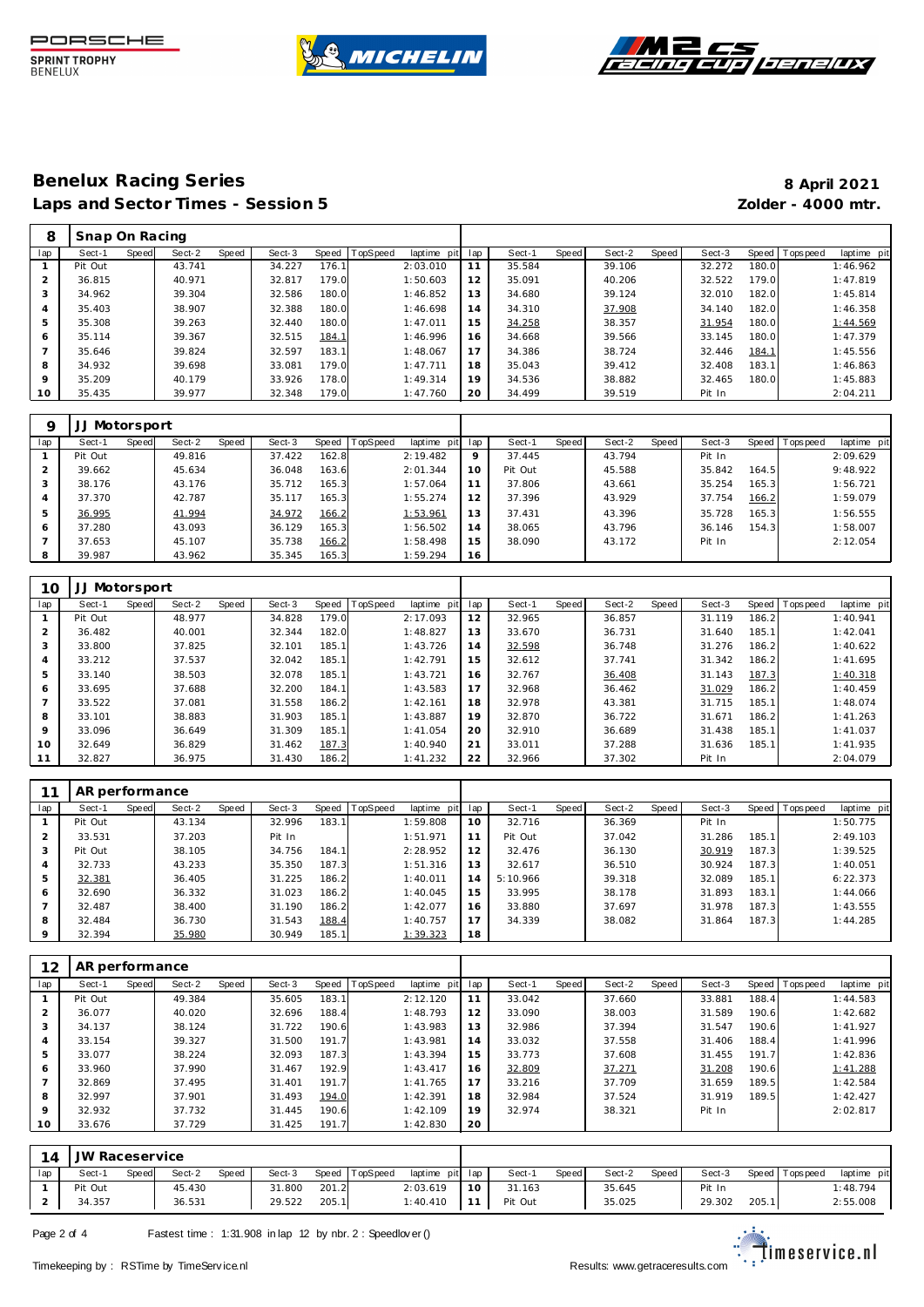## Benelux Racing Series

**8 April 2021**

### Laps and Sector Times - Session 5

**Zolder - 4000 mtr.**

| 8 | Snap On Racing | | | | | | | | | | | | | | | | | |
|---|---|---|---|---|---|---|---|---|---|---|---|---|---|---|---|---|---|---|
| lap | Sect-1 | Speed | Sect-2 | Speed | Sect-3 | Speed | TopSpeed | laptime pit | lap | Sect-1 | Speed | Sect-2 | Speed | Sect-3 | Speed | Topspeed | laptime pit |
| 1 | Pit Out | | 43.741 | | 34.227 | 176.1 | | 2:03.010 | 11 | 35.584 | | 39.106 | | 32.272 | 180.0 | | 1:46.962 |
| 2 | 36.815 | | 40.971 | | 32.817 | 179.0 | | 1:50.603 | 12 | 35.091 | | 40.206 | | 32.522 | 179.0 | | 1:47.819 |
| 3 | 34.962 | | 39.304 | | 32.586 | 180.0 | | 1:46.852 | 13 | 34.680 | | 39.124 | | 32.010 | 182.0 | | 1:45.814 |
| 4 | 35.403 | | 38.907 | | 32.388 | 180.0 | | 1:46.698 | 14 | 34.310 | | 37.908 | | 34.140 | 182.0 | | 1:46.358 |
| 5 | 35.308 | | 39.263 | | 32.440 | 180.0 | | 1:47.011 | 15 | 34.258 | | 38.357 | | 31.954 | 180.0 | | 1:44.569 |
| 6 | 35.114 | | 39.367 | | 32.515 | 184.1 | | 1:46.996 | 16 | 34.668 | | 39.566 | | 33.145 | 180.0 | | 1:47.379 |
| 7 | 35.646 | | 39.824 | | 32.597 | 183.1 | | 1:48.067 | 17 | 34.386 | | 38.724 | | 32.446 | 184.1 | | 1:45.556 |
| 8 | 34.932 | | 39.698 | | 33.081 | 179.0 | | 1:47.711 | 18 | 35.043 | | 39.412 | | 32.408 | 183.1 | | 1:46.863 |
| 9 | 35.209 | | 40.179 | | 33.926 | 178.0 | | 1:49.314 | 19 | 34.536 | | 38.882 | | 32.465 | 180.0 | | 1:45.883 |
| 10 | 35.435 | | 39.977 | | 32.348 | 179.0 | | 1:47.760 | 20 | 34.499 | | 39.519 | | Pit In | | | 2:04.211 |

| 9 | JJ Motorsport | | | | | | | | | | | | | | | | | |
|---|---|---|---|---|---|---|---|---|---|---|---|---|---|---|---|---|---|---|
| lap | Sect-1 | Speed | Sect-2 | Speed | Sect-3 | Speed | TopSpeed | laptime pit | lap | Sect-1 | Speed | Sect-2 | Speed | Sect-3 | Speed | Topspeed | laptime pit |
| 1 | Pit Out | | 49.816 | | 37.422 | 162.8 | | 2:19.482 | 9 | 37.445 | | 43.794 | | Pit In | | | 2:09.629 |
| 2 | 39.662 | | 45.634 | | 36.048 | 163.6 | | 2:01.344 | 10 | Pit Out | | 45.588 | | 35.842 | 164.5 | | 9:48.922 |
| 3 | 38.176 | | 43.176 | | 35.712 | 165.3 | | 1:57.064 | 11 | 37.806 | | 43.661 | | 35.254 | 165.3 | | 1:56.721 |
| 4 | 37.370 | | 42.787 | | 35.117 | 165.3 | | 1:55.274 | 12 | 37.396 | | 43.929 | | 37.754 | 166.2 | | 1:59.079 |
| 5 | 36.995 | | 41.994 | | 34.972 | 166.2 | | 1:53.961 | 13 | 37.431 | | 43.396 | | 35.728 | 165.3 | | 1:56.555 |
| 6 | 37.280 | | 43.093 | | 36.129 | 165.3 | | 1:56.502 | 14 | 38.065 | | 43.796 | | 36.146 | 154.3 | | 1:58.007 |
| 7 | 37.653 | | 45.107 | | 35.738 | 166.2 | | 1:58.498 | 15 | 38.090 | | 43.172 | | Pit In | | | 2:12.054 |
| 8 | 39.987 | | 43.962 | | 35.345 | 165.3 | | 1:59.294 | 16 | | | | | | | | |

| 10 | JJ Motorsport | | | | | | | | | | | | | | | | | |
|---|---|---|---|---|---|---|---|---|---|---|---|---|---|---|---|---|---|---|
| lap | Sect-1 | Speed | Sect-2 | Speed | Sect-3 | Speed | TopSpeed | laptime pit | lap | Sect-1 | Speed | Sect-2 | Speed | Sect-3 | Speed | Topspeed | laptime pit |
| 1 | Pit Out | | 48.977 | | 34.828 | 179.0 | | 2:17.093 | 12 | 32.965 | | 36.857 | | 31.119 | 186.2 | | 1:40.941 |
| 2 | 36.482 | | 40.001 | | 32.344 | 182.0 | | 1:48.827 | 13 | 33.670 | | 36.731 | | 31.640 | 185.1 | | 1:42.041 |
| 3 | 33.800 | | 37.825 | | 32.101 | 185.1 | | 1:43.726 | 14 | 32.598 | | 36.748 | | 31.276 | 186.2 | | 1:40.622 |
| 4 | 33.212 | | 37.537 | | 32.042 | 185.1 | | 1:42.791 | 15 | 32.612 | | 37.741 | | 31.342 | 186.2 | | 1:41.695 |
| 5 | 33.140 | | 38.503 | | 32.078 | 185.1 | | 1:43.721 | 16 | 32.767 | | 36.408 | | 31.143 | 187.3 | | 1:40.318 |
| 6 | 33.695 | | 37.688 | | 32.200 | 184.1 | | 1:43.583 | 17 | 32.968 | | 36.462 | | 31.029 | 186.2 | | 1:40.459 |
| 7 | 33.522 | | 37.081 | | 31.558 | 186.2 | | 1:42.161 | 18 | 32.978 | | 43.381 | | 31.715 | 185.1 | | 1:48.074 |
| 8 | 33.101 | | 38.883 | | 31.903 | 185.1 | | 1:43.887 | 19 | 32.870 | | 36.722 | | 31.671 | 186.2 | | 1:41.263 |
| 9 | 33.096 | | 36.649 | | 31.309 | 185.1 | | 1:41.054 | 20 | 32.910 | | 36.689 | | 31.438 | 185.1 | | 1:41.037 |
| 10 | 32.649 | | 36.829 | | 31.462 | 187.3 | | 1:40.940 | 21 | 33.011 | | 37.288 | | 31.636 | 185.1 | | 1:41.935 |
| 11 | 32.827 | | 36.975 | | 31.430 | 186.2 | | 1:41.232 | 22 | 32.966 | | 37.302 | | Pit In | | | 2:04.079 |

| 11 | AR performance | | | | | | | | | | | | | | | | | |
|---|---|---|---|---|---|---|---|---|---|---|---|---|---|---|---|---|---|---|
| lap | Sect-1 | Speed | Sect-2 | Speed | Sect-3 | Speed | TopSpeed | laptime pit | lap | Sect-1 | Speed | Sect-2 | Speed | Sect-3 | Speed | Topspeed | laptime pit |
| 1 | Pit Out | | 43.134 | | 32.996 | 183.1 | | 1:59.808 | 10 | 32.716 | | 36.369 | | Pit In | | | 1:50.775 |
| 2 | 33.531 | | 37.203 | | Pit In | | | 1:51.971 | 11 | Pit Out | | 37.042 | | 31.286 | 185.1 | | 2:49.103 |
| 3 | Pit Out | | 38.105 | | 34.756 | 184.1 | | 2:28.952 | 12 | 32.476 | | 36.130 | | 30.919 | 187.3 | | 1:39.525 |
| 4 | 32.733 | | 43.233 | | 35.350 | 187.3 | | 1:51.316 | 13 | 32.617 | | 36.510 | | 30.924 | 187.3 | | 1:40.051 |
| 5 | 32.381 | | 36.405 | | 31.225 | 186.2 | | 1:40.011 | 14 | 5:10.966 | | 39.318 | | 32.089 | 185.1 | | 6:22.373 |
| 6 | 32.690 | | 36.332 | | 31.023 | 186.2 | | 1:40.045 | 15 | 33.995 | | 38.178 | | 31.893 | 183.1 | | 1:44.066 |
| 7 | 32.487 | | 38.400 | | 31.190 | 186.2 | | 1:42.077 | 16 | 33.880 | | 37.697 | | 31.978 | 187.3 | | 1:43.555 |
| 8 | 32.484 | | 36.730 | | 31.543 | 188.4 | | 1:40.757 | 17 | 34.339 | | 38.082 | | 31.864 | 187.3 | | 1:44.285 |
| 9 | 32.394 | | 35.980 | | 30.949 | 185.1 | | 1:39.323 | 18 | | | | | | | | |

| 12 | AR performance | | | | | | | | | | | | | | | | | |
|---|---|---|---|---|---|---|---|---|---|---|---|---|---|---|---|---|---|---|
| lap | Sect-1 | Speed | Sect-2 | Speed | Sect-3 | Speed | TopSpeed | laptime pit | lap | Sect-1 | Speed | Sect-2 | Speed | Sect-3 | Speed | Topspeed | laptime pit |
| 1 | Pit Out | | 49.384 | | 35.605 | 183.1 | | 2:12.120 | 11 | 33.042 | | 37.660 | | 33.881 | 188.4 | | 1:44.583 |
| 2 | 36.077 | | 40.020 | | 32.696 | 188.4 | | 1:48.793 | 12 | 33.090 | | 38.003 | | 31.589 | 190.6 | | 1:42.682 |
| 3 | 34.137 | | 38.124 | | 31.722 | 190.6 | | 1:43.983 | 13 | 32.986 | | 37.394 | | 31.547 | 190.6 | | 1:41.927 |
| 4 | 33.154 | | 39.327 | | 31.500 | 191.7 | | 1:43.981 | 14 | 33.032 | | 37.558 | | 31.406 | 188.4 | | 1:41.996 |
| 5 | 33.077 | | 38.224 | | 32.093 | 187.3 | | 1:43.394 | 15 | 33.773 | | 37.608 | | 31.455 | 191.7 | | 1:42.836 |
| 6 | 33.960 | | 37.990 | | 31.467 | 192.9 | | 1:43.417 | 16 | 32.809 | | 37.271 | | 31.208 | 190.6 | | 1:41.288 |
| 7 | 32.869 | | 37.495 | | 31.401 | 191.7 | | 1:41.765 | 17 | 33.216 | | 37.709 | | 31.659 | 189.5 | | 1:42.584 |
| 8 | 32.997 | | 37.901 | | 31.493 | 194.0 | | 1:42.391 | 18 | 32.984 | | 37.524 | | 31.919 | 189.5 | | 1:42.427 |
| 9 | 32.932 | | 37.732 | | 31.445 | 190.6 | | 1:42.109 | 19 | 32.974 | | 38.321 | | Pit In | | | 2:02.817 |
| 10 | 33.676 | | 37.729 | | 31.425 | 191.7 | | 1:42.830 | 20 | | | | | | | | |

| 14 | JW Raceservice | | | | | | | | | | | | | | | | | |
|---|---|---|---|---|---|---|---|---|---|---|---|---|---|---|---|---|---|---|
| lap | Sect-1 | Speed | Sect-2 | Speed | Sect-3 | Speed | TopSpeed | laptime pit | lap | Sect-1 | Speed | Sect-2 | Speed | Sect-3 | Speed | Topspeed | laptime pit |
| 1 | Pit Out | | 45.430 | | 31.800 | 201.2 | | 2:03.619 | 10 | 31.163 | | 35.645 | | Pit In | | | 1:48.794 |
| 2 | 34.357 | | 36.531 | | 29.522 | 205.1 | | 1:40.410 | 11 | Pit Out | | 35.025 | | 29.302 | 205.1 | | 2:55.008 |

Fastest time : 1:31.908 in lap 12 by nbr. 2 : Speedlover ()

Timekeeping by : RSTime by TimeService.nl

Results: www.getraceresults.com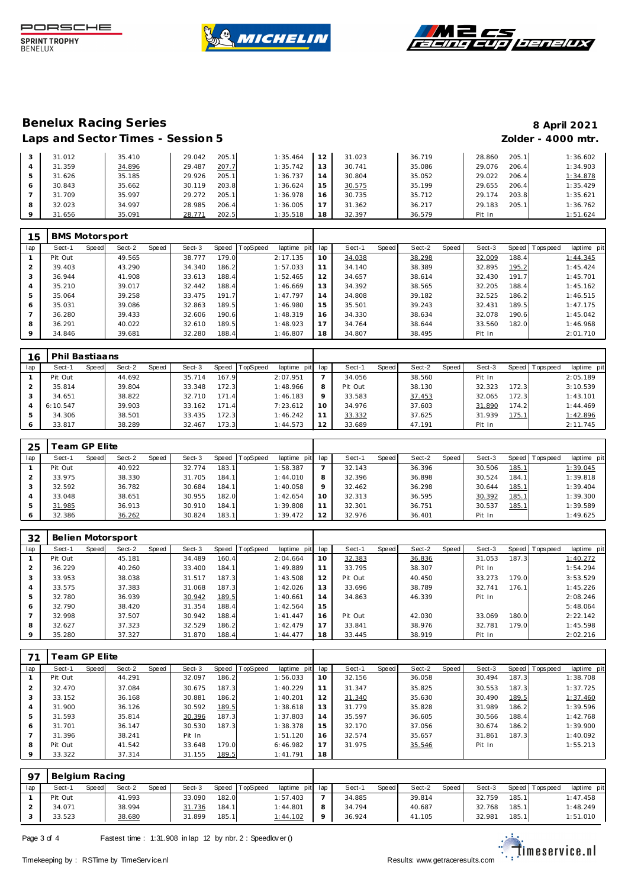## Benelux Racing Series

**8 April 2021**

## Laps and Sector Times - Session 5

**Zolder - 4000 mtr.**

| lap | Sect-1 | Speed | Sect-2 | Speed | Sect-3 | Speed | TopSpeed | laptime pit | lap | Sect-1 | Speed | Sect-2 | Speed | Sect-3 | Speed | Topspeed | laptime pit |
|---|---|---|---|---|---|---|---|---|---|---|---|---|---|---|---|---|---|
| 3 | 31.012 | | 35.410 | | 29.042 | 205.1 | | 1:35.464 | 12 | 31.023 | | 36.719 | | 28.860 | 205.1 | | 1:36.602 |
| 4 | 31.359 | | 34.896 | | 29.487 | 207.7 | | 1:35.742 | 13 | 30.741 | | 35.086 | | 29.076 | 206.4 | | 1:34.903 |
| 5 | 31.626 | | 35.185 | | 29.926 | 205.1 | | 1:36.737 | 14 | 30.804 | | 35.052 | | 29.022 | 206.4 | | 1:34.878 |
| 6 | 30.843 | | 35.662 | | 30.119 | 203.8 | | 1:36.624 | 15 | 30.575 | | 35.199 | | 29.655 | 206.4 | | 1:35.429 |
| 7 | 31.709 | | 35.997 | | 29.272 | 205.1 | | 1:36.978 | 16 | 30.735 | | 35.712 | | 29.174 | 203.8 | | 1:35.621 |
| 8 | 32.023 | | 34.997 | | 28.985 | 206.4 | | 1:36.005 | 17 | 31.362 | | 36.217 | | 29.183 | 205.1 | | 1:36.762 |
| 9 | 31.656 | | 35.091 | | 28.771 | 202.5 | | 1:35.518 | 18 | 32.397 | | 36.579 | | Pit In | | | 1:51.624 |

### 15 BMS Motorsport

| lap | Sect-1 | Speed | Sect-2 | Speed | Sect-3 | Speed | TopSpeed | laptime pit | lap | Sect-1 | Speed | Sect-2 | Speed | Sect-3 | Speed | Topspeed | laptime pit |
|---|---|---|---|---|---|---|---|---|---|---|---|---|---|---|---|---|---|
| 1 | Pit Out | | 49.565 | | 38.777 | 179.0 | | 2:17.135 | 10 | 34.038 | | 38.298 | | 32.009 | 188.4 | | 1:44.345 |
| 2 | 39.403 | | 43.290 | | 34.340 | 186.2 | | 1:57.033 | 11 | 34.140 | | 38.389 | | 32.895 | 195.2 | | 1:45.424 |
| 3 | 36.944 | | 41.908 | | 33.613 | 188.4 | | 1:52.465 | 12 | 34.657 | | 38.614 | | 32.430 | 191.7 | | 1:45.701 |
| 4 | 35.210 | | 39.017 | | 32.442 | 188.4 | | 1:46.669 | 13 | 34.392 | | 38.565 | | 32.205 | 188.4 | | 1:45.162 |
| 5 | 35.064 | | 39.258 | | 33.475 | 191.7 | | 1:47.797 | 14 | 34.808 | | 39.182 | | 32.525 | 186.2 | | 1:46.515 |
| 6 | 35.031 | | 39.086 | | 32.863 | 189.5 | | 1:46.980 | 15 | 35.501 | | 39.243 | | 32.431 | 189.5 | | 1:47.175 |
| 7 | 36.280 | | 39.433 | | 32.606 | 190.6 | | 1:48.319 | 16 | 34.330 | | 38.634 | | 32.078 | 190.6 | | 1:45.042 |
| 8 | 36.291 | | 40.022 | | 32.610 | 189.5 | | 1:48.923 | 17 | 34.764 | | 38.644 | | 33.560 | 182.0 | | 1:46.968 |
| 9 | 34.846 | | 39.681 | | 32.280 | 188.4 | | 1:46.807 | 18 | 34.807 | | 38.495 | | Pit In | | | 2:01.710 |

### 16 Phil Bastiaans

| lap | Sect-1 | Speed | Sect-2 | Speed | Sect-3 | Speed | TopSpeed | laptime pit | lap | Sect-1 | Speed | Sect-2 | Speed | Sect-3 | Speed | Topspeed | laptime pit |
|---|---|---|---|---|---|---|---|---|---|---|---|---|---|---|---|---|---|
| 1 | Pit Out | | 44.692 | | 35.714 | 167.9 | | 2:07.951 | 7 | 34.056 | | 38.560 | | Pit In | | | 2:05.189 |
| 2 | 35.814 | | 39.804 | | 33.348 | 172.3 | | 1:48.966 | 8 | Pit Out | | 38.130 | | 32.323 | 172.3 | | 3:10.539 |
| 3 | 34.651 | | 38.822 | | 32.710 | 171.4 | | 1:46.183 | 9 | 33.583 | | 37.453 | | 32.065 | 172.3 | | 1:43.101 |
| 4 | 6:10.547 | | 39.903 | | 33.162 | 171.4 | | 7:23.612 | 10 | 34.976 | | 37.603 | | 31.890 | 174.2 | | 1:44.469 |
| 5 | 34.306 | | 38.501 | | 33.435 | 172.3 | | 1:46.242 | 11 | 33.332 | | 37.625 | | 31.939 | 175.1 | | 1:42.896 |
| 6 | 33.817 | | 38.289 | | 32.467 | 173.3 | | 1:44.573 | 12 | 33.689 | | 47.191 | | Pit In | | | 2:11.745 |

### 25 Team GP Elite

| lap | Sect-1 | Speed | Sect-2 | Speed | Sect-3 | Speed | TopSpeed | laptime pit | lap | Sect-1 | Speed | Sect-2 | Speed | Sect-3 | Speed | Topspeed | laptime pit |
|---|---|---|---|---|---|---|---|---|---|---|---|---|---|---|---|---|---|
| 1 | Pit Out | | 40.922 | | 32.774 | 183.1 | | 1:58.387 | 7 | 32.143 | | 36.396 | | 30.506 | 185.1 | | 1:39.045 |
| 2 | 33.975 | | 38.330 | | 31.705 | 184.1 | | 1:44.010 | 8 | 32.396 | | 36.898 | | 30.524 | 184.1 | | 1:39.818 |
| 3 | 32.592 | | 36.782 | | 30.684 | 184.1 | | 1:40.058 | 9 | 32.462 | | 36.298 | | 30.644 | 185.1 | | 1:39.404 |
| 4 | 33.048 | | 38.651 | | 30.955 | 182.0 | | 1:42.654 | 10 | 32.313 | | 36.595 | | 30.392 | 185.1 | | 1:39.300 |
| 5 | 31.985 | | 36.913 | | 30.910 | 184.1 | | 1:39.808 | 11 | 32.301 | | 36.751 | | 30.537 | 185.1 | | 1:39.589 |
| 6 | 32.386 | | 36.262 | | 30.824 | 183.1 | | 1:39.472 | 12 | 32.976 | | 36.401 | | Pit In | | | 1:49.625 |

### 32 Belien Motorsport

| lap | Sect-1 | Speed | Sect-2 | Speed | Sect-3 | Speed | TopSpeed | laptime pit | lap | Sect-1 | Speed | Sect-2 | Speed | Sect-3 | Speed | Topspeed | laptime pit |
|---|---|---|---|---|---|---|---|---|---|---|---|---|---|---|---|---|---|
| 1 | Pit Out | | 45.181 | | 34.489 | 160.4 | | 2:04.664 | 10 | 32.383 | | 36.836 | | 31.053 | 187.3 | | 1:40.272 |
| 2 | 36.229 | | 40.260 | | 33.400 | 184.1 | | 1:49.889 | 11 | 33.795 | | 38.307 | | Pit In | | | 1:54.294 |
| 3 | 33.953 | | 38.038 | | 31.517 | 187.3 | | 1:43.508 | 12 | Pit Out | | 40.450 | | 33.273 | 179.0 | | 3:53.529 |
| 4 | 33.575 | | 37.383 | | 31.068 | 187.3 | | 1:42.026 | 13 | 33.696 | | 38.789 | | 32.741 | 176.1 | | 1:45.226 |
| 5 | 32.780 | | 36.939 | | 30.942 | 189.5 | | 1:40.661 | 14 | 34.863 | | 46.339 | | Pit In | | | 2:08.246 |
| 6 | 32.790 | | 38.420 | | 31.354 | 188.4 | | 1:42.564 | 15 | | | | | | | | 5:48.064 |
| 7 | 32.998 | | 37.507 | | 30.942 | 188.4 | | 1:41.447 | 16 | Pit Out | | 42.030 | | 33.069 | 180.0 | | 2:22.142 |
| 8 | 32.627 | | 37.323 | | 32.529 | 186.2 | | 1:42.479 | 17 | 33.841 | | 38.976 | | 32.781 | 179.0 | | 1:45.598 |
| 9 | 35.280 | | 37.327 | | 31.870 | 188.4 | | 1:44.477 | 18 | 33.445 | | 38.919 | | Pit In | | | 2:02.216 |

### 71 Team GP Elite

| lap | Sect-1 | Speed | Sect-2 | Speed | Sect-3 | Speed | TopSpeed | laptime pit | lap | Sect-1 | Speed | Sect-2 | Speed | Sect-3 | Speed | Topspeed | laptime pit |
|---|---|---|---|---|---|---|---|---|---|---|---|---|---|---|---|---|---|
| 1 | Pit Out | | 44.291 | | 32.097 | 186.2 | | 1:56.033 | 10 | 32.156 | | 36.058 | | 30.494 | 187.3 | | 1:38.708 |
| 2 | 32.470 | | 37.084 | | 30.675 | 187.3 | | 1:40.229 | 11 | 31.347 | | 35.825 | | 30.553 | 187.3 | | 1:37.725 |
| 3 | 33.152 | | 36.168 | | 30.881 | 186.2 | | 1:40.201 | 12 | 31.340 | | 35.630 | | 30.490 | 189.5 | | 1:37.460 |
| 4 | 31.900 | | 36.126 | | 30.592 | 189.5 | | 1:38.618 | 13 | 31.779 | | 35.828 | | 31.989 | 186.2 | | 1:39.596 |
| 5 | 31.593 | | 35.814 | | 30.396 | 187.3 | | 1:37.803 | 14 | 35.597 | | 36.605 | | 30.566 | 188.4 | | 1:42.768 |
| 6 | 31.701 | | 36.147 | | 30.530 | 187.3 | | 1:38.378 | 15 | 32.170 | | 37.056 | | 30.674 | 186.2 | | 1:39.900 |
| 7 | 31.396 | | 38.241 | | Pit In | | | 1:51.120 | 16 | 32.574 | | 35.657 | | 31.861 | 187.3 | | 1:40.092 |
| 8 | Pit Out | | 41.542 | | 33.648 | 179.0 | | 6:46.982 | 17 | 31.975 | | 35.546 | | Pit In | | | 1:55.213 |
| 9 | 33.322 | | 37.314 | | 31.155 | 189.5 | | 1:41.791 | 18 | | | | | | | | |

### 97 Belgium Racing

| lap | Sect-1 | Speed | Sect-2 | Speed | Sect-3 | Speed | TopSpeed | laptime pit | lap | Sect-1 | Speed | Sect-2 | Speed | Sect-3 | Speed | Topspeed | laptime pit |
|---|---|---|---|---|---|---|---|---|---|---|---|---|---|---|---|---|---|
| 1 | Pit Out | | 41.993 | | 33.090 | 182.0 | | 1:57.403 | 7 | 34.885 | | 39.814 | | 32.759 | 185.1 | | 1:47.458 |
| 2 | 34.071 | | 38.994 | | 31.736 | 184.1 | | 1:44.801 | 8 | 34.794 | | 40.687 | | 32.768 | 185.1 | | 1:48.249 |
| 3 | 33.523 | | 38.680 | | 31.899 | 185.1 | | 1:44.102 | 9 | 36.924 | | 41.105 | | 32.981 | 185.1 | | 1:51.010 |

Fastest time : 1:31.908 in lap 12 by nbr. 2 : Speedlover ()

Timekeeping by : RSTime by TimeService.nl

Results: www.getraceresults.com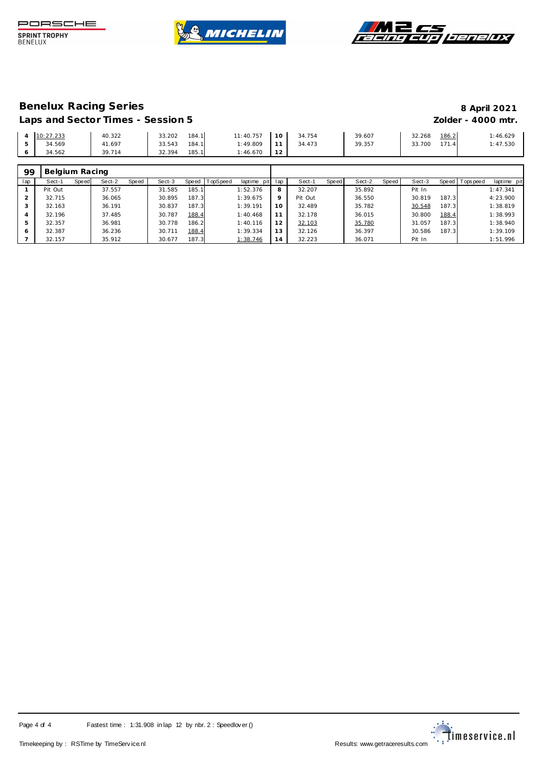## Benelux Racing Series

**8 April 2021**

### Laps and Sector Times - Session 5

**Zolder - 4000 mtr.**

| lap | Sect-1 | Speed | Sect-2 | Speed | Sect-3 | Speed | TopSpeed | laptime pit | lap | Sect-1 | Speed | Sect-2 | Speed | Sect-3 | Speed | Topspeed | laptime pit |
|---|---|---|---|---|---|---|---|---|---|---|---|---|---|---|---|---|---|
| 4 | 10:27.233 | | 40.322 | | 33.202 | 184.1 | | 11:40.757 | 10 | 34.754 | | 39.607 | | 32.268 | 186.2 | | 1:46.629 |
| 5 | 34.569 | | 41.697 | | 33.543 | 184.1 | | 1:49.809 | 11 | 34.473 | | 39.357 | | 33.700 | 171.4 | | 1:47.530 |
| 6 | 34.562 | | 39.714 | | 32.394 | 185.1 | | 1:46.670 | 12 | | | | | | | | |

**99 Belgium Racing**

| lap | Sect-1 | Speed | Sect-2 | Speed | Sect-3 | Speed | TopSpeed | laptime pit | lap | Sect-1 | Speed | Sect-2 | Speed | Sect-3 | Speed | Topspeed | laptime pit |
|---|---|---|---|---|---|---|---|---|---|---|---|---|---|---|---|---|---|
| 1 | Pit Out | | 37.557 | | 31.585 | 185.1 | | 1:52.376 | 8 | 32.207 | | 35.892 | | Pit In | | | 1:47.341 |
| 2 | 32.715 | | 36.065 | | 30.895 | 187.3 | | 1:39.675 | 9 | Pit Out | | 36.550 | | 30.819 | 187.3 | | 4:23.900 |
| 3 | 32.163 | | 36.191 | | 30.837 | 187.3 | | 1:39.191 | 10 | 32.489 | | 35.782 | | 30.548 | 187.3 | | 1:38.819 |
| 4 | 32.196 | | 37.485 | | 30.787 | 188.4 | | 1:40.468 | 11 | 32.178 | | 36.015 | | 30.800 | 188.4 | | 1:38.993 |
| 5 | 32.357 | | 36.981 | | 30.778 | 186.2 | | 1:40.116 | 12 | 32.103 | | 35.780 | | 31.057 | 187.3 | | 1:38.940 |
| 6 | 32.387 | | 36.236 | | 30.711 | 188.4 | | 1:39.334 | 13 | 32.126 | | 36.397 | | 30.586 | 187.3 | | 1:39.109 |
| 7 | 32.157 | | 35.912 | | 30.677 | 187.3 | | 1:38.746 | 14 | 32.223 | | 36.071 | | Pit In | | | 1:51.996 |

Fastest time : 1:31.908 in lap 12 by nbr. 2 : Speedlover ()

Timekeeping by : RSTime by TimeService.nl

Results: www.getraceresults.com